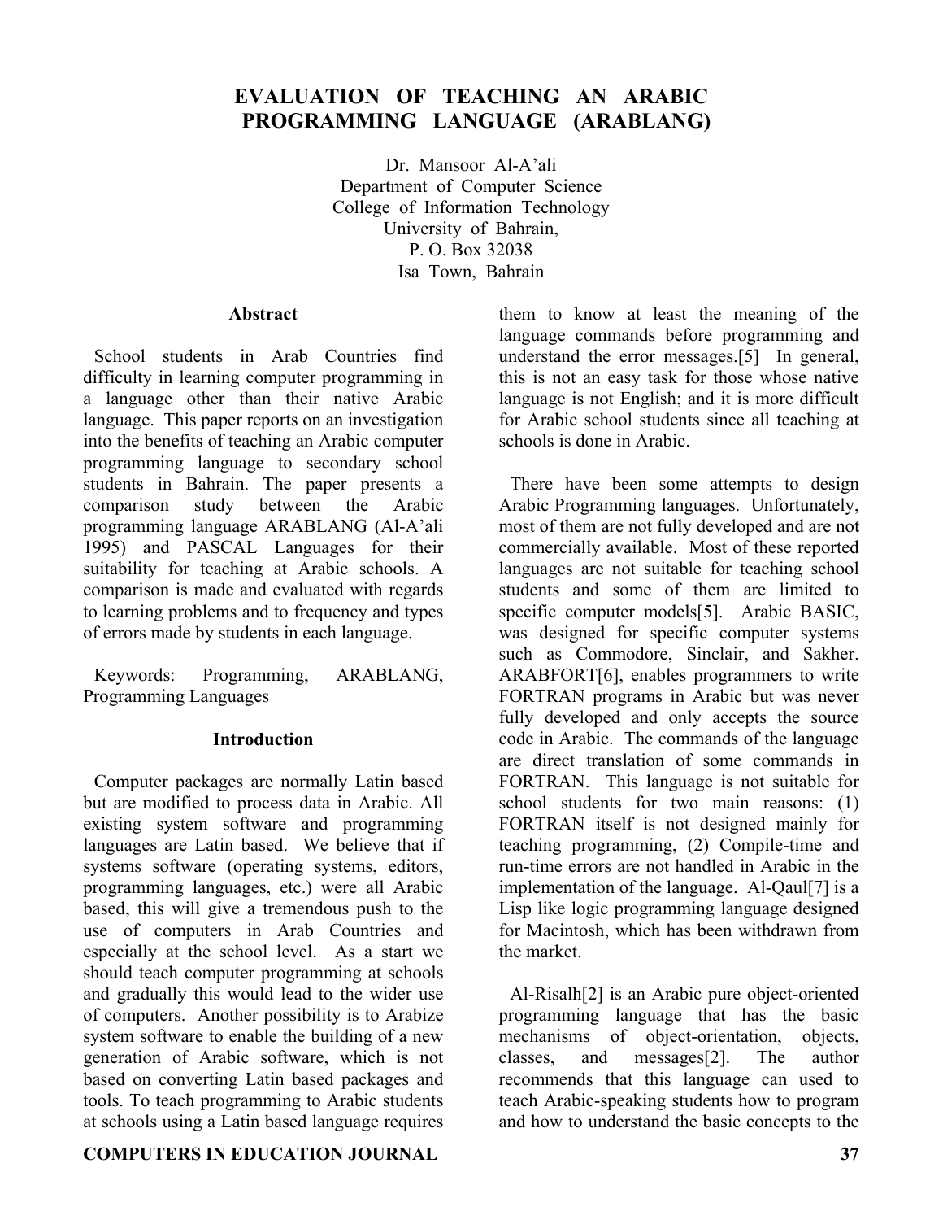# EVALUATION OF TEACHING AN ARABIC PROGRAMMING LANGUAGE (ARABLANG)

Dr. Mansoor Al-A'ali
Department of Computer Science
College of Information Technology
University of Bahrain,
P. O. Box 32038
Isa Town, Bahrain

## Abstract

School students in Arab Countries find difficulty in learning computer programming in a language other than their native Arabic language. This paper reports on an investigation into the benefits of teaching an Arabic computer programming language to secondary school students in Bahrain. The paper presents a comparison study between the Arabic programming language ARABLANG (Al-A'ali 1995) and PASCAL Languages for their suitability for teaching at Arabic schools. A comparison is made and evaluated with regards to learning problems and to frequency and types of errors made by students in each language.

Keywords: Programming, ARABLANG, Programming Languages

## Introduction

Computer packages are normally Latin based but are modified to process data in Arabic. All existing system software and programming languages are Latin based. We believe that if systems software (operating systems, editors, programming languages, etc.) were all Arabic based, this will give a tremendous push to the use of computers in Arab Countries and especially at the school level. As a start we should teach computer programming at schools and gradually this would lead to the wider use of computers. Another possibility is to Arabize system software to enable the building of a new generation of Arabic software, which is not based on converting Latin based packages and tools. To teach programming to Arabic students at schools using a Latin based language requires them to know at least the meaning of the language commands before programming and understand the error messages.[5] In general, this is not an easy task for those whose native language is not English; and it is more difficult for Arabic school students since all teaching at schools is done in Arabic.

There have been some attempts to design Arabic Programming languages. Unfortunately, most of them are not fully developed and are not commercially available. Most of these reported languages are not suitable for teaching school students and some of them are limited to specific computer models[5]. Arabic BASIC, was designed for specific computer systems such as Commodore, Sinclair, and Sakher. ARABFORT[6], enables programmers to write FORTRAN programs in Arabic but was never fully developed and only accepts the source code in Arabic. The commands of the language are direct translation of some commands in FORTRAN. This language is not suitable for school students for two main reasons: (1) FORTRAN itself is not designed mainly for teaching programming, (2) Compile-time and run-time errors are not handled in Arabic in the implementation of the language. Al-Qaul[7] is a Lisp like logic programming language designed for Macintosh, which has been withdrawn from the market.

Al-Risalh[2] is an Arabic pure object-oriented programming language that has the basic mechanisms of object-orientation, objects, classes, and messages[2]. The author recommends that this language can used to teach Arabic-speaking students how to program and how to understand the basic concepts to the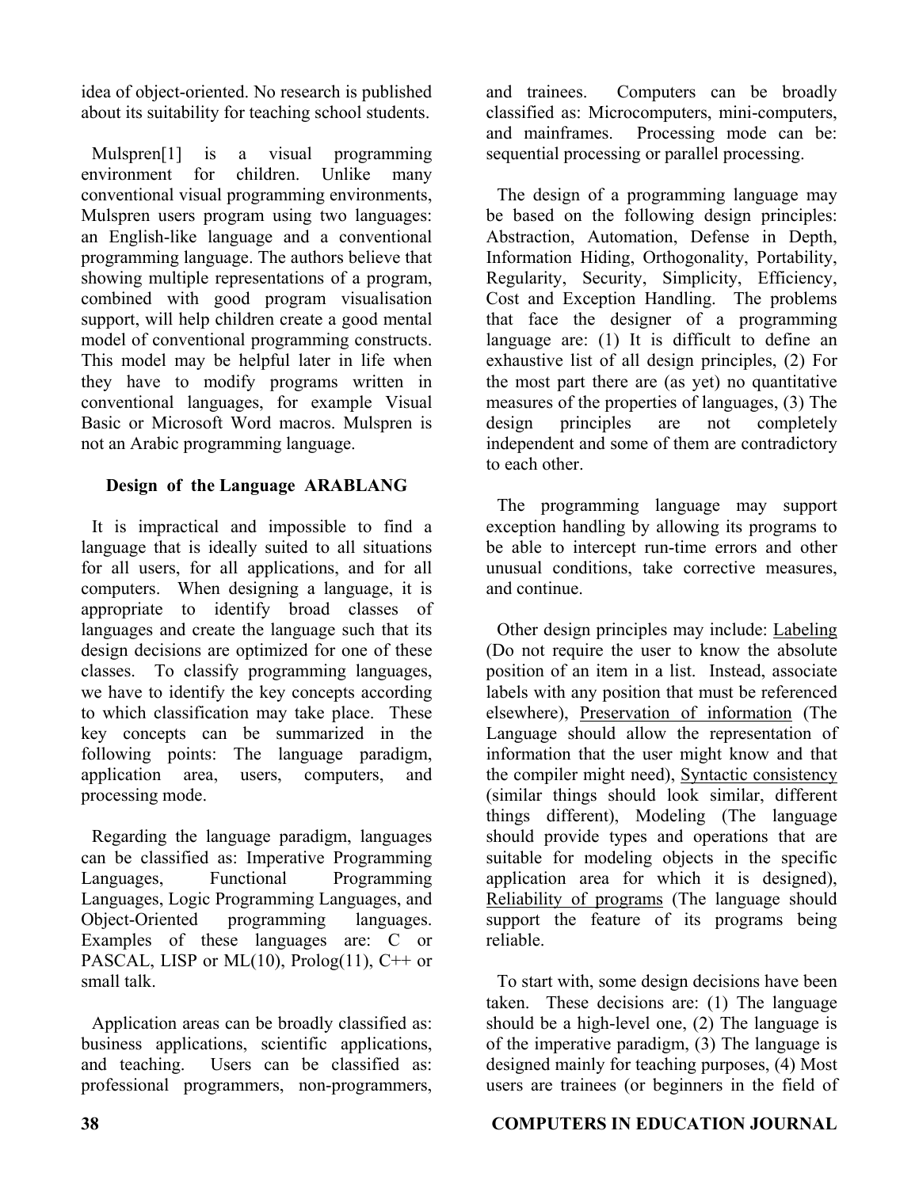idea of object-oriented. No research is published about its suitability for teaching school students.

Mulspren[1] is a visual programming environment for children. Unlike many conventional visual programming environments, Mulspren users program using two languages: an English-like language and a conventional programming language. The authors believe that showing multiple representations of a program, combined with good program visualisation support, will help children create a good mental model of conventional programming constructs. This model may be helpful later in life when they have to modify programs written in conventional languages, for example Visual Basic or Microsoft Word macros. Mulspren is not an Arabic programming language.

## Design of the Language ARABLANG

It is impractical and impossible to find a language that is ideally suited to all situations for all users, for all applications, and for all computers. When designing a language, it is appropriate to identify broad classes of languages and create the language such that its design decisions are optimized for one of these classes. To classify programming languages, we have to identify the key concepts according to which classification may take place. These key concepts can be summarized in the following points: The language paradigm, application area, users, computers, and processing mode.

Regarding the language paradigm, languages can be classified as: Imperative Programming Languages, Functional Programming Languages, Logic Programming Languages, and Object-Oriented programming languages. Examples of these languages are: C or PASCAL, LISP or ML(10), Prolog(11), C++ or small talk.

Application areas can be broadly classified as: business applications, scientific applications, and teaching. Users can be classified as: professional programmers, non-programmers, and trainees. Computers can be broadly classified as: Microcomputers, mini-computers, and mainframes. Processing mode can be: sequential processing or parallel processing.

The design of a programming language may be based on the following design principles: Abstraction, Automation, Defense in Depth, Information Hiding, Orthogonality, Portability, Regularity, Security, Simplicity, Efficiency, Cost and Exception Handling. The problems that face the designer of a programming language are: (1) It is difficult to define an exhaustive list of all design principles, (2) For the most part there are (as yet) no quantitative measures of the properties of languages, (3) The design principles are not completely independent and some of them are contradictory to each other.

The programming language may support exception handling by allowing its programs to be able to intercept run-time errors and other unusual conditions, take corrective measures, and continue.

Other design principles may include: Labeling (Do not require the user to know the absolute position of an item in a list. Instead, associate labels with any position that must be referenced elsewhere), Preservation of information (The Language should allow the representation of information that the user might know and that the compiler might need), Syntactic consistency (similar things should look similar, different things different), Modeling (The language should provide types and operations that are suitable for modeling objects in the specific application area for which it is designed), Reliability of programs (The language should support the feature of its programs being reliable.

To start with, some design decisions have been taken. These decisions are: (1) The language should be a high-level one, (2) The language is of the imperative paradigm, (3) The language is designed mainly for teaching purposes, (4) Most users are trainees (or beginners in the field of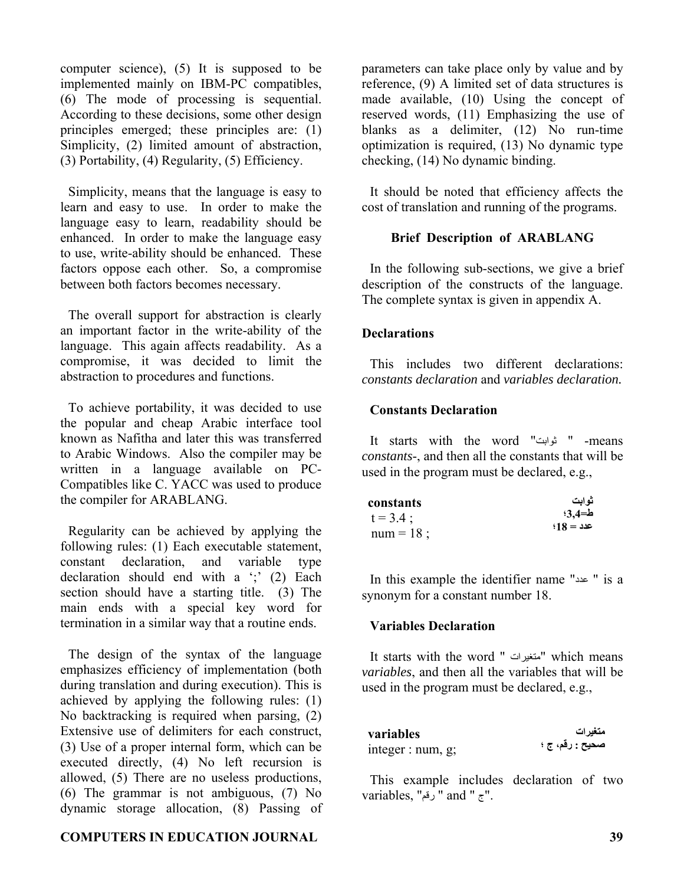computer science), (5) It is supposed to be implemented mainly on IBM-PC compatibles, (6) The mode of processing is sequential. According to these decisions, some other design principles emerged; these principles are: (1) Simplicity, (2) limited amount of abstraction, (3) Portability, (4) Regularity, (5) Efficiency.

Simplicity, means that the language is easy to learn and easy to use. In order to make the language easy to learn, readability should be enhanced. In order to make the language easy to use, write-ability should be enhanced. These factors oppose each other. So, a compromise between both factors becomes necessary.

The overall support for abstraction is clearly an important factor in the write-ability of the language. This again affects readability. As a compromise, it was decided to limit the abstraction to procedures and functions.

To achieve portability, it was decided to use the popular and cheap Arabic interface tool known as Nafitha and later this was transferred to Arabic Windows. Also the compiler may be written in a language available on PC-Compatibles like C. YACC was used to produce the compiler for ARABLANG.

Regularity can be achieved by applying the following rules: (1) Each executable statement, constant declaration, and variable type declaration should end with a ';' (2) Each section should have a starting title. (3) The main ends with a special key word for termination in a similar way that a routine ends.

The design of the syntax of the language emphasizes efficiency of implementation (both during translation and during execution). This is achieved by applying the following rules: (1) No backtracking is required when parsing, (2) Extensive use of delimiters for each construct, (3) Use of a proper internal form, which can be executed directly, (4) No left recursion is allowed, (5) There are no useless productions, (6) The grammar is not ambiguous, (7) No dynamic storage allocation, (8) Passing of parameters can take place only by value and by reference, (9) A limited set of data structures is made available, (10) Using the concept of reserved words, (11) Emphasizing the use of blanks as a delimiter, (12) No run-time optimization is required, (13) No dynamic type checking, (14) No dynamic binding.

It should be noted that efficiency affects the cost of translation and running of the programs.

## Brief Description of ARABLANG

In the following sub-sections, we give a brief description of the constructs of the language. The complete syntax is given in appendix A.

### Declarations

This includes two different declarations: *constants declaration* and *variables declaration.*

#### Constants Declaration

It starts with the word "ثوابت " -means *constants*-, and then all the constants that will be used in the program must be declared, e.g.,

| | |
|---|---|
| **constants** | **ثوابت** |
| t = 3.4 ; | **ط=3,4؛** |
| num = 18 ; | **عدد = 18؛** |

In this example the identifier name "عدد " is a synonym for a constant number 18.

#### Variables Declaration

It starts with the word " متغيرات" which means *variables*, and then all the variables that will be used in the program must be declared, e.g.,

| | |
|---|---|
| **variables** | **متغيرات** |
| integer : num, g; | **صحيح : رقم، ج ؛** |

This example includes declaration of two variables, "رقم " and " ج".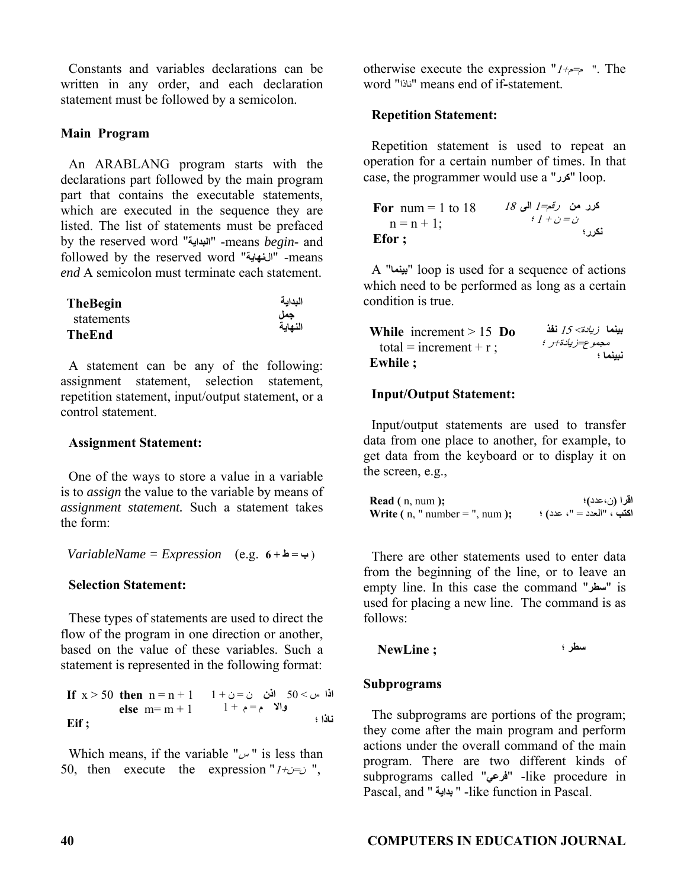Constants and variables declarations can be written in any order, and each declaration statement must be followed by a semicolon.

### Main Program

An ARABLANG program starts with the declarations part followed by the main program part that contains the executable statements, which are executed in the sequence they are listed. The list of statements must be prefaced by the reserved word "البداية" -means *begin*- and followed by the reserved word "النهاية" -means *end* A semicolon must terminate each statement.

```
TheBegin                    البداية
  statements                جمل
TheEnd                      النهاية
```

A statement can be any of the following: assignment statement, selection statement, repetition statement, input/output statement, or a control statement.

### Assignment Statement:

One of the ways to store a value in a variable is to *assign* the value to the variable by means of *assignment statement.* Such a statement takes the form:

*VariableName = Expression* (e.g. **ب = ط + 6**)

### Selection Statement:

These types of statements are used to direct the flow of the program in one direction or another, based on the value of these variables. Such a statement is represented in the following format:

```
If x > 50 then n = n + 1        اذا س < 50 اذن ن = ن + 1
          else m= m + 1                    والا م = م + 1
Eif ;                                              ناذا ؛
```

Which means, if the variable "س" is less than 50, then execute the expression "ن=ن+1", otherwise execute the expression "م=م+1". The word "ناذا" means end of if-statement.

### Repetition Statement:

Repetition statement is used to repeat an operation for a certain number of times. In that case, the programmer would use a "كرر" loop.

```
For num = 1 to 18          كرر من رقم=1 الى 18
   n = n + 1;                   ن = ن + 1 ؛
Efor ;                                نكرر؛
```

A "بينما" loop is used for a sequence of actions which need to be performed as long as a certain condition is true.

```
While increment > 15 Do      بينما زيادة< 15 نفذ
  total = increment + r ;      مجموع=زيادة+ر ؛
Ewhile ;                             نبينما ؛
```

### Input/Output Statement:

Input/output statements are used to transfer data from one place to another, for example, to get data from the keyboard or to display it on the screen, e.g.,

```
Read ( n, num );                        اقرا (ن،عدد)؛
Write ( n, " number = ", num );   اكتب ، "العدد = "، عدد) ؛
```

There are other statements used to enter data from the beginning of the line, or to leave an empty line. In this case the command "سطر" is used for placing a new line. The command is as follows:

```
NewLine ;                          سطر ؛
```

### Subprograms

The subprograms are portions of the program; they come after the main program and perform actions under the overall command of the main program. There are two different kinds of subprograms called "فرعي" -like procedure in Pascal, and " بداية " -like function in Pascal.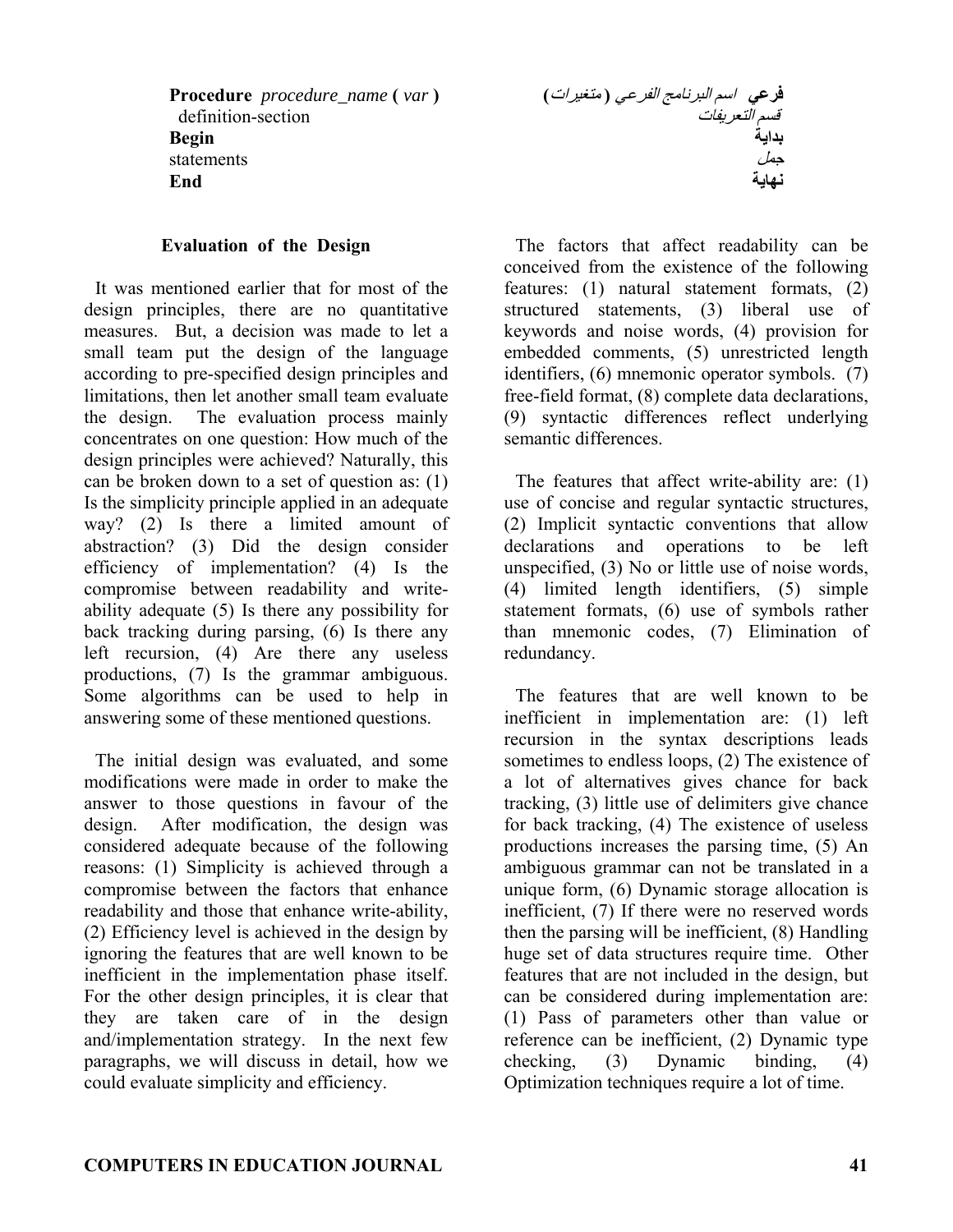| | |
|---|---|
| **Procedure** *procedure_name* **(** *var* **)** | **فرعي** *اسم البرنامج الفرعي* **(** *متغيرات* **)** |
| definition-section | *قسم التعريفات* |
| **Begin** | **بداية** |
| statements | *جمل* |
| **End** | **نهاية** |

**Evaluation of the Design**

It was mentioned earlier that for most of the design principles, there are no quantitative measures. But, a decision was made to let a small team put the design of the language according to pre-specified design principles and limitations, then let another small team evaluate the design. The evaluation process mainly concentrates on one question: How much of the design principles were achieved? Naturally, this can be broken down to a set of question as: (1) Is the simplicity principle applied in an adequate way? (2) Is there a limited amount of abstraction? (3) Did the design consider efficiency of implementation? (4) Is the compromise between readability and write-ability adequate (5) Is there any possibility for back tracking during parsing, (6) Is there any left recursion, (4) Are there any useless productions, (7) Is the grammar ambiguous. Some algorithms can be used to help in answering some of these mentioned questions.

The initial design was evaluated, and some modifications were made in order to make the answer to those questions in favour of the design. After modification, the design was considered adequate because of the following reasons: (1) Simplicity is achieved through a compromise between the factors that enhance readability and those that enhance write-ability, (2) Efficiency level is achieved in the design by ignoring the features that are well known to be inefficient in the implementation phase itself. For the other design principles, it is clear that they are taken care of in the design and/implementation strategy. In the next few paragraphs, we will discuss in detail, how we could evaluate simplicity and efficiency.

The factors that affect readability can be conceived from the existence of the following features: (1) natural statement formats, (2) structured statements, (3) liberal use of keywords and noise words, (4) provision for embedded comments, (5) unrestricted length identifiers, (6) mnemonic operator symbols. (7) free-field format, (8) complete data declarations, (9) syntactic differences reflect underlying semantic differences.

The features that affect write-ability are: (1) use of concise and regular syntactic structures, (2) Implicit syntactic conventions that allow declarations and operations to be left unspecified, (3) No or little use of noise words, (4) limited length identifiers, (5) simple statement formats, (6) use of symbols rather than mnemonic codes, (7) Elimination of redundancy.

The features that are well known to be inefficient in implementation are: (1) left recursion in the syntax descriptions leads sometimes to endless loops, (2) The existence of a lot of alternatives gives chance for back tracking, (3) little use of delimiters give chance for back tracking, (4) The existence of useless productions increases the parsing time, (5) An ambiguous grammar can not be translated in a unique form, (6) Dynamic storage allocation is inefficient, (7) If there were no reserved words then the parsing will be inefficient, (8) Handling huge set of data structures require time. Other features that are not included in the design, but can be considered during implementation are: (1) Pass of parameters other than value or reference can be inefficient, (2) Dynamic type checking, (3) Dynamic binding, (4) Optimization techniques require a lot of time.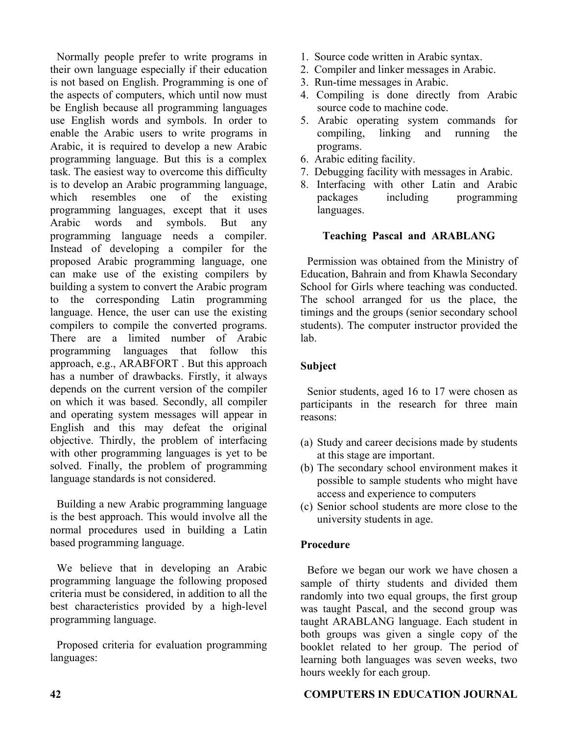Normally people prefer to write programs in their own language especially if their education is not based on English. Programming is one of the aspects of computers, which until now must be English because all programming languages use English words and symbols. In order to enable the Arabic users to write programs in Arabic, it is required to develop a new Arabic programming language. But this is a complex task. The easiest way to overcome this difficulty is to develop an Arabic programming language, which resembles one of the existing programming languages, except that it uses Arabic words and symbols. But any programming language needs a compiler. Instead of developing a compiler for the proposed Arabic programming language, one can make use of the existing compilers by building a system to convert the Arabic program to the corresponding Latin programming language. Hence, the user can use the existing compilers to compile the converted programs. There are a limited number of Arabic programming languages that follow this approach, e.g., ARABFORT . But this approach has a number of drawbacks. Firstly, it always depends on the current version of the compiler on which it was based. Secondly, all compiler and operating system messages will appear in English and this may defeat the original objective. Thirdly, the problem of interfacing with other programming languages is yet to be solved. Finally, the problem of programming language standards is not considered.

Building a new Arabic programming language is the best approach. This would involve all the normal procedures used in building a Latin based programming language.

We believe that in developing an Arabic programming language the following proposed criteria must be considered, in addition to all the best characteristics provided by a high-level programming language.

Proposed criteria for evaluation programming languages:

1. Source code written in Arabic syntax.
2. Compiler and linker messages in Arabic.
3. Run-time messages in Arabic.
4. Compiling is done directly from Arabic source code to machine code.
5. Arabic operating system commands for compiling, linking and running the programs.
6. Arabic editing facility.
7. Debugging facility with messages in Arabic.
8. Interfacing with other Latin and Arabic packages including programming languages.

## Teaching Pascal and ARABLANG

Permission was obtained from the Ministry of Education, Bahrain and from Khawla Secondary School for Girls where teaching was conducted. The school arranged for us the place, the timings and the groups (senior secondary school students). The computer instructor provided the lab.

### Subject

Senior students, aged 16 to 17 were chosen as participants in the research for three main reasons:

(a) Study and career decisions made by students at this stage are important.
(b) The secondary school environment makes it possible to sample students who might have access and experience to computers
(c) Senior school students are more close to the university students in age.

### Procedure

Before we began our work we have chosen a sample of thirty students and divided them randomly into two equal groups, the first group was taught Pascal, and the second group was taught ARABLANG language. Each student in both groups was given a single copy of the booklet related to her group. The period of learning both languages was seven weeks, two hours weekly for each group.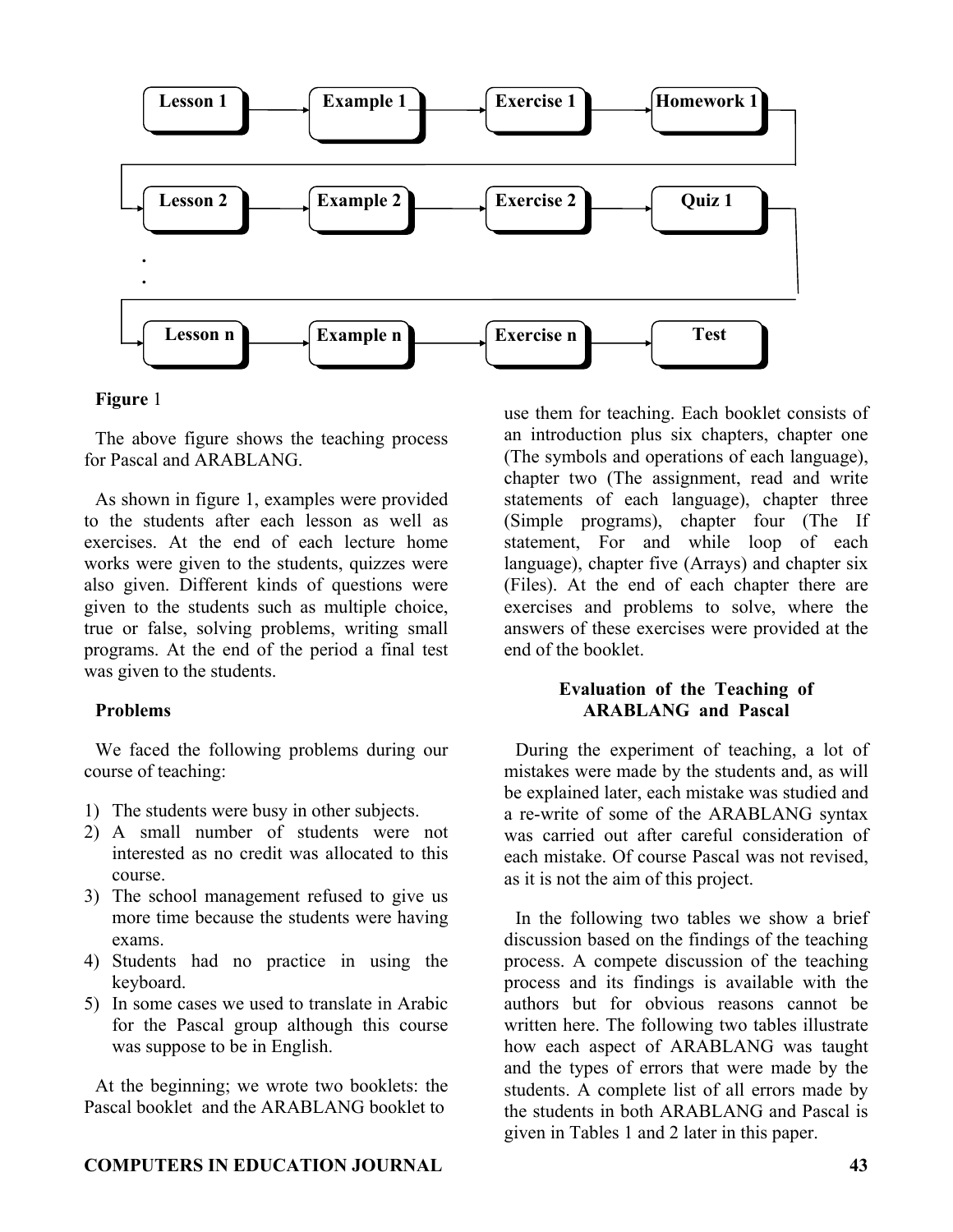Lesson 1 → Example 1 → Exercise 1 → Homework 1

Lesson 2 → Example 2 → Exercise 2 → Quiz 1

.

.

Lesson n → Example n → Exercise n → Test

**Figure** 1

The above figure shows the teaching process for Pascal and ARABLANG.

As shown in figure 1, examples were provided to the students after each lesson as well as exercises. At the end of each lecture home works were given to the students, quizzes were also given. Different kinds of questions were given to the students such as multiple choice, true or false, solving problems, writing small programs. At the end of the period a final test was given to the students.

**Problems**

We faced the following problems during our course of teaching:

1) The students were busy in other subjects.
2) A small number of students were not interested as no credit was allocated to this course.
3) The school management refused to give us more time because the students were having exams.
4) Students had no practice in using the keyboard.
5) In some cases we used to translate in Arabic for the Pascal group although this course was suppose to be in English.

At the beginning; we wrote two booklets: the Pascal booklet and the ARABLANG booklet to use them for teaching. Each booklet consists of an introduction plus six chapters, chapter one (The symbols and operations of each language), chapter two (The assignment, read and write statements of each language), chapter three (Simple programs), chapter four (The If statement, For and while loop of each language), chapter five (Arrays) and chapter six (Files). At the end of each chapter there are exercises and problems to solve, where the answers of these exercises were provided at the end of the booklet.

**Evaluation of the Teaching of ARABLANG and Pascal**

During the experiment of teaching, a lot of mistakes were made by the students and, as will be explained later, each mistake was studied and a re-write of some of the ARABLANG syntax was carried out after careful consideration of each mistake. Of course Pascal was not revised, as it is not the aim of this project.

In the following two tables we show a brief discussion based on the findings of the teaching process. A compete discussion of the teaching process and its findings is available with the authors but for obvious reasons cannot be written here. The following two tables illustrate how each aspect of ARABLANG was taught and the types of errors that were made by the students. A complete list of all errors made by the students in both ARABLANG and Pascal is given in Tables 1 and 2 later in this paper.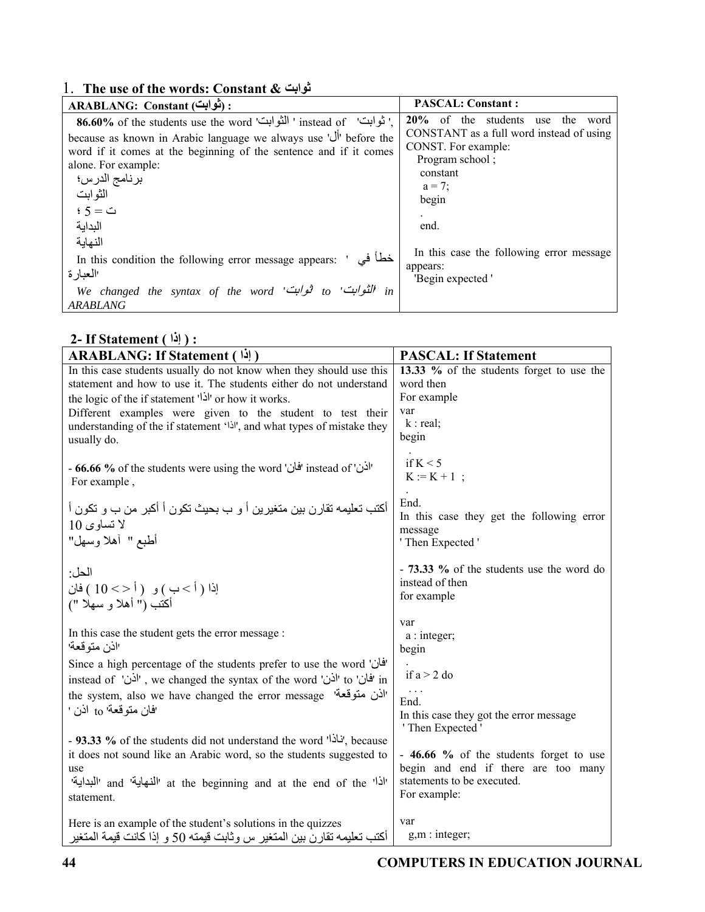## 1. The use of the words: Constant & ثوابت

| ARABLANG: Constant (ثوابت) : | PASCAL: Constant : |
|---|---|
| **86.60%** of the students use the word 'الثوابت' instead of 'ثوابت', because as known in Arabic language we always use 'أل' before the word if it comes at the beginning of the sentence and if it comes alone. For example:<br>برنامج الدرس؛<br>الثوابت<br>ت = 5 ؛<br>البداية<br>النهاية<br>In this condition the following error message appears: 'خطأ في العبارة'<br>*We changed the syntax of the word 'ثوابت' to 'الثوابت' in ARABLANG* | **20%** of the students use the word CONSTANT as a full word instead of using CONST. For example:<br>Program school ;<br>constant<br>a = 7;<br>begin<br>.<br>end.<br>In this case the following error message appears:<br>'Begin expected ' |

## 2- If Statement ( إذا ) :

| ARABLANG: If Statement ( إذا ) | PASCAL: If Statement |
|---|---|
| In this case students usually do not know when they should use this statement and how to use it. The students either do not understand the logic of the if statement 'اذا' or how it works.<br>Different examples were given to the student to test their understanding of the if statement 'اذا', and what types of mistake they usually do.<br><br>- **66.66 %** of the students were using the word 'فان' instead of 'اذن'<br>For example ,<br>أكتب تعليمه تقارن بين متغيرين أ و ب بحيث تكون أ أكبر من ب و تكون أ لا تساوى 10<br>أطبع " آهلا وسهل"<br><br>الحل:<br>إذا ( أ > ب ) و ( أ <> 10 ) فان<br>أكتب (" أهلا و سهلا ")<br><br>In this case the student gets the error message :<br>'اذن متوقعة'<br>Since a high percentage of the students prefer to use the word 'فان' instead of 'اذن' , we changed the syntax of the word 'اذن' to 'فان' in the system, also we have changed the error message 'اذن متوقعة' to 'فان متوقعة'<br><br>- **93.33 %** of the students did not understand the word 'ناذا', because it does not sound like an Arabic word, so the students suggested to use<br>'البداية' and 'النهاية' at the beginning and at the end of the 'اذا' statement.<br><br>Here is an example of the student's solutions in the quizzes<br>أكتب تعليمه تقارن بين المتغير س وثابت قيمته 50 و إذا كانت قيمة المتغير | **13.33 %** of the students forget to use the word then<br>For example<br>var<br>k : real;<br>begin<br>.<br>if K < 5<br>K := K + 1 ;<br>.<br>End.<br>In this case they get the following error message<br>' Then Expected '<br><br>- **73.33 %** of the students use the word do instead of then<br>for example<br><br>var<br>a : integer;<br>begin<br>.<br>if a > 2 do<br>. . .<br>End.<br>In this case they got the error message<br>' Then Expected '<br><br>- **46.66 %** of the students forget to use begin and end if there are too many statements to be executed.<br>For example:<br><br>var<br>g,m : integer; |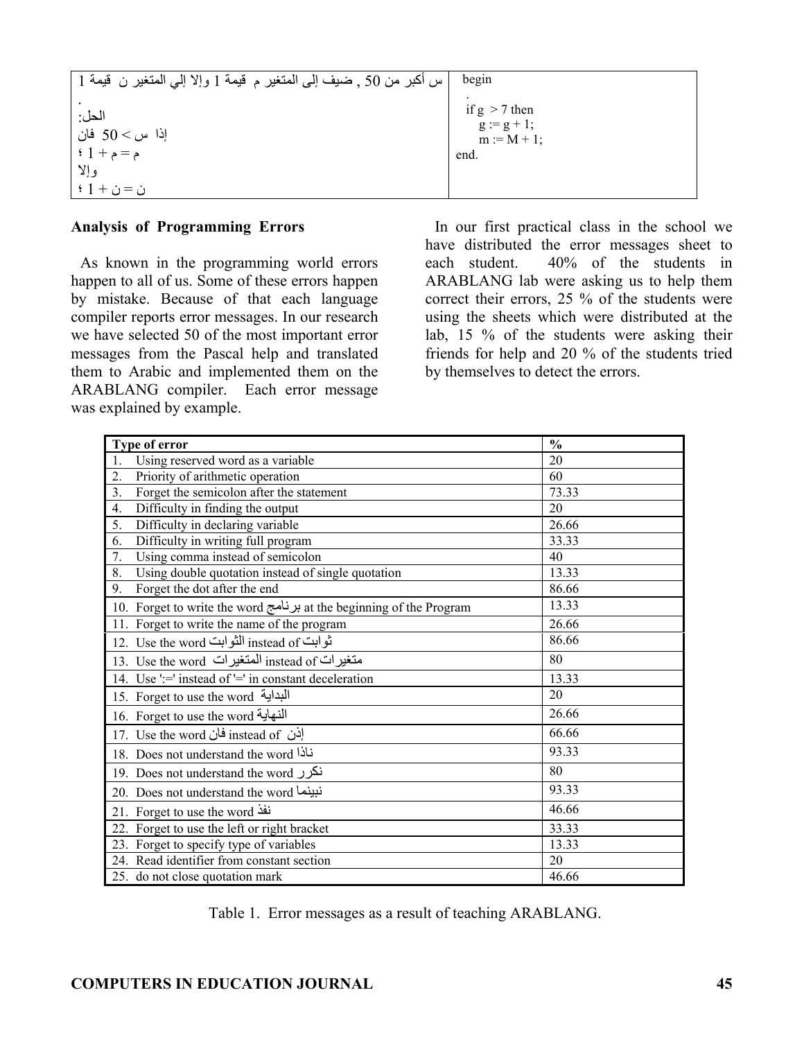| | |
|---|---|
| س أكبر من 50 , ضيف إلى المتغير م قيمة 1 وإلا إلي المتغير ن قيمة 1<br>.<br>الحل:<br>إذا س > 50 فان<br>م = م + 1 ؛<br>وإلا<br>ن = ن + 1 ؛ | begin<br>.<br>if g > 7 then<br>g := g + 1;<br>m := M + 1;<br>end. |

**Analysis of Programming Errors**

As known in the programming world errors happen to all of us. Some of these errors happen by mistake. Because of that each language compiler reports error messages. In our research we have selected 50 of the most important error messages from the Pascal help and translated them to Arabic and implemented them on the ARABLANG compiler. Each error message was explained by example.

In our first practical class in the school we have distributed the error messages sheet to each student. 40% of the students in ARABLANG lab were asking us to help them correct their errors, 25 % of the students were using the sheets which were distributed at the lab, 15 % of the students were asking their friends for help and 20 % of the students tried by themselves to detect the errors.

| Type of error | % |
|---|---|
| 1. Using reserved word as a variable | 20 |
| 2. Priority of arithmetic operation | 60 |
| 3. Forget the semicolon after the statement | 73.33 |
| 4. Difficulty in finding the output | 20 |
| 5. Difficulty in declaring variable | 26.66 |
| 6. Difficulty in writing full program | 33.33 |
| 7. Using comma instead of semicolon | 40 |
| 8. Using double quotation instead of single quotation | 13.33 |
| 9. Forget the dot after the end | 86.66 |
| 10. Forget to write the word برنامج at the beginning of the Program | 13.33 |
| 11. Forget to write the name of the program | 26.66 |
| 12. Use the word الثوابت instead of ثوابت | 86.66 |
| 13. Use the word المتغيرات instead of متغيرات | 80 |
| 14. Use ':=' instead of '=' in constant deceleration | 13.33 |
| 15. Forget to use the word البداية | 20 |
| 16. Forget to use the word النهاية | 26.66 |
| 17. Use the word فان instead of إذن | 66.66 |
| 18. Does not understand the word ناذا | 93.33 |
| 19. Does not understand the word نكرر | 80 |
| 20. Does not understand the word نبينما | 93.33 |
| 21. Forget to use the word نفذ | 46.66 |
| 22. Forget to use the left or right bracket | 33.33 |
| 23. Forget to specify type of variables | 13.33 |
| 24. Read identifier from constant section | 20 |
| 25. do not close quotation mark | 46.66 |

Table 1. Error messages as a result of teaching ARABLANG.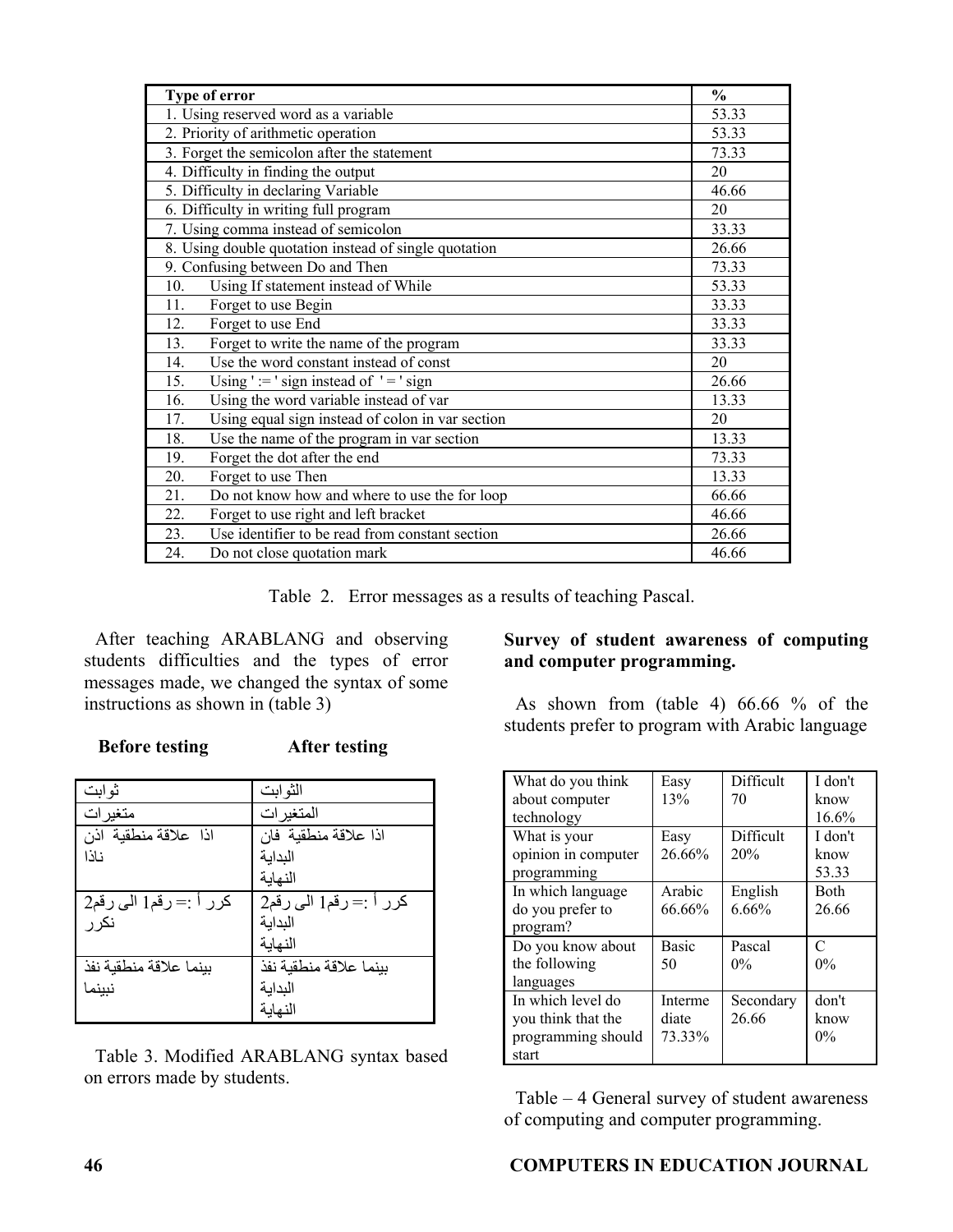| Type of error | % |
|---|---|
| 1. Using reserved word as a variable | 53.33 |
| 2. Priority of arithmetic operation | 53.33 |
| 3. Forget the semicolon after the statement | 73.33 |
| 4. Difficulty in finding the output | 20 |
| 5. Difficulty in declaring Variable | 46.66 |
| 6. Difficulty in writing full program | 20 |
| 7. Using comma instead of semicolon | 33.33 |
| 8. Using double quotation instead of single quotation | 26.66 |
| 9. Confusing between Do and Then | 73.33 |
| 10. Using If statement instead of While | 53.33 |
| 11. Forget to use Begin | 33.33 |
| 12. Forget to use End | 33.33 |
| 13. Forget to write the name of the program | 33.33 |
| 14. Use the word constant instead of const | 20 |
| 15. Using ' := ' sign instead of ' = ' sign | 26.66 |
| 16. Using the word variable instead of var | 13.33 |
| 17. Using equal sign instead of colon in var section | 20 |
| 18. Use the name of the program in var section | 13.33 |
| 19. Forget the dot after the end | 73.33 |
| 20. Forget to use Then | 13.33 |
| 21. Do not know how and where to use the for loop | 66.66 |
| 22. Forget to use right and left bracket | 46.66 |
| 23. Use identifier to be read from constant section | 26.66 |
| 24. Do not close quotation mark | 46.66 |

Table 2. Error messages as a results of teaching Pascal.

After teaching ARABLANG and observing students difficulties and the types of error messages made, we changed the syntax of some instructions as shown in (table 3)

| Before testing | After testing |
|---|---|
| ثوابت | الثوابت |
| متغيرات | المتغيرات |
| اذا علاقة منطقية اذن ناذا | اذا علاقة منطقية فان البداية النهاية |
| كرر أ := رقم1 الى رقم2 نكرر | كرر أ := رقم1 الى رقم2 البداية النهاية |
| بينما علاقة منطقية نفذ نبينما | بينما علاقة منطقية نفذ البداية النهاية |

Table 3. Modified ARABLANG syntax based on errors made by students.

**Survey of student awareness of computing and computer programming.**

As shown from (table 4) 66.66 % of the students prefer to program with Arabic language

| | | | |
|---|---|---|---|
| What do you think about computer technology | Easy 13% | Difficult 70 | I don't know 16.6% |
| What is your opinion in computer programming | Easy 26.66% | Difficult 20% | I don't know 53.33 |
| In which language do you prefer to program? | Arabic 66.66% | English 6.66% | Both 26.66 |
| Do you know about the following languages | Basic 50 | Pascal 0% | C 0% |
| In which level do you think that the programming should start | Intermediate 73.33% | Secondary 26.66 | don't know 0% |

Table – 4 General survey of student awareness of computing and computer programming.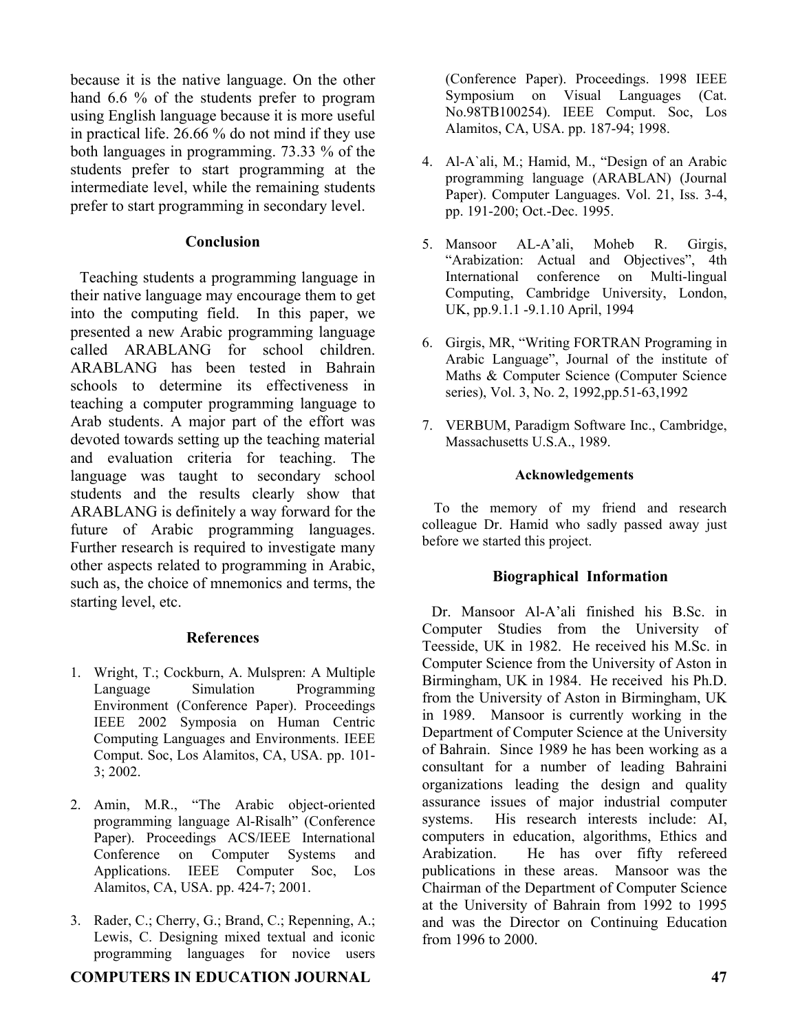because it is the native language. On the other hand 6.6 % of the students prefer to program using English language because it is more useful in practical life. 26.66 % do not mind if they use both languages in programming. 73.33 % of the students prefer to start programming at the intermediate level, while the remaining students prefer to start programming in secondary level.

## Conclusion

Teaching students a programming language in their native language may encourage them to get into the computing field. In this paper, we presented a new Arabic programming language called ARABLANG for school children. ARABLANG has been tested in Bahrain schools to determine its effectiveness in teaching a computer programming language to Arab students. A major part of the effort was devoted towards setting up the teaching material and evaluation criteria for teaching. The language was taught to secondary school students and the results clearly show that ARABLANG is definitely a way forward for the future of Arabic programming languages. Further research is required to investigate many other aspects related to programming in Arabic, such as, the choice of mnemonics and terms, the starting level, etc.

## References

1. Wright, T.; Cockburn, A. Mulspren: A Multiple Language Simulation Programming Environment (Conference Paper). Proceedings IEEE 2002 Symposia on Human Centric Computing Languages and Environments. IEEE Comput. Soc, Los Alamitos, CA, USA. pp. 101-3; 2002.

2. Amin, M.R., "The Arabic object-oriented programming language Al-Risalh" (Conference Paper). Proceedings ACS/IEEE International Conference on Computer Systems and Applications. IEEE Computer Soc, Los Alamitos, CA, USA. pp. 424-7; 2001.

3. Rader, C.; Cherry, G.; Brand, C.; Repenning, A.; Lewis, C. Designing mixed textual and iconic programming languages for novice users (Conference Paper). Proceedings. 1998 IEEE Symposium on Visual Languages (Cat. No.98TB100254). IEEE Comput. Soc, Los Alamitos, CA, USA. pp. 187-94; 1998.

4. Al-A`ali, M.; Hamid, M., "Design of an Arabic programming language (ARABLAN) (Journal Paper). Computer Languages. Vol. 21, Iss. 3-4, pp. 191-200; Oct.-Dec. 1995.

5. Mansoor AL-A'ali, Moheb R. Girgis, "Arabization: Actual and Objectives", 4th International conference on Multi-lingual Computing, Cambridge University, London, UK, pp.9.1.1 -9.1.10 April, 1994

6. Girgis, MR, "Writing FORTRAN Programing in Arabic Language", Journal of the institute of Maths & Computer Science (Computer Science series), Vol. 3, No. 2, 1992,pp.51-63,1992

7. VERBUM, Paradigm Software Inc., Cambridge, Massachusetts U.S.A., 1989.

## Acknowledgements

To the memory of my friend and research colleague Dr. Hamid who sadly passed away just before we started this project.

## Biographical Information

Dr. Mansoor Al-A'ali finished his B.Sc. in Computer Studies from the University of Teesside, UK in 1982. He received his M.Sc. in Computer Science from the University of Aston in Birmingham, UK in 1984. He received his Ph.D. from the University of Aston in Birmingham, UK in 1989. Mansoor is currently working in the Department of Computer Science at the University of Bahrain. Since 1989 he has been working as a consultant for a number of leading Bahraini organizations leading the design and quality assurance issues of major industrial computer systems. His research interests include: AI, computers in education, algorithms, Ethics and Arabization. He has over fifty refereed publications in these areas. Mansoor was the Chairman of the Department of Computer Science at the University of Bahrain from 1992 to 1995 and was the Director on Continuing Education from 1996 to 2000.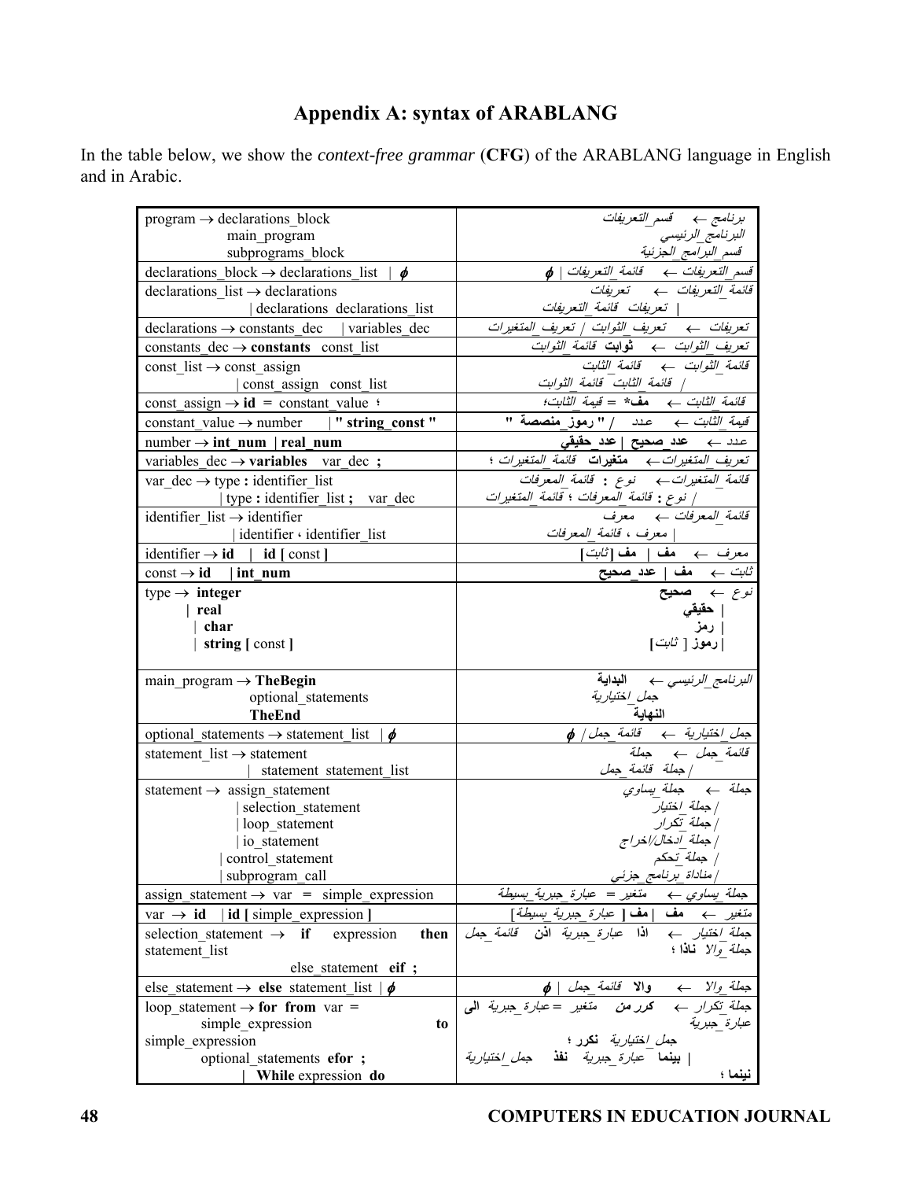# Appendix A: syntax of ARABLANG

In the table below, we show the *context-free grammar* (**CFG**) of the ARABLANG language in English and in Arabic.

| English | Arabic |
|---|---|
| program → declarations_block main_program subprograms_block | برنامج ← قسم_التعريفات البرنامج_الرئيسي قسم_البرامج_الجزئية |
| declarations_block → declarations_list \| $\phi$ | قسم_التعريفات ← قائمة_التعريفات \| $\phi$ |
| declarations_list → declarations \| declarations declarations_list | قائمة_التعريفات ← تعريفات \| تعريفات قائمة_التعريفات |
| declarations → constants_dec \| variables_dec | تعريفات ← تعريف_الثوابت \| تعريف_المتغيرات |
| constants_dec → **constants** const_list | تعريف_الثوابت ← **ثوابت** قائمة_الثوابت |
| const_list → const_assign \| const_assign const_list | قائمة_الثوابت ← قائمة_الثابت \| قائمة_الثابت قائمة_الثوابت |
| const_assign → **id** = constant_value ؛ | قائمة_الثابت ← **مف*** = قيمة_الثابت؛ |
| constant_value → number \| **" string_const "** | قيمة_الثابت ← عدد \| **" رموز_منصصة "** |
| number → **int_num** \| **real_num** | عدد ← **عدد_صحيح** \| **عدد_حقيقي** |
| variables_dec → **variables** var_dec **;** | تعريف_المتغيرات ← **متغيرات** قائمة_المتغيرات ؛ |
| var_dec → type **:** identifier_list \| type **:** identifier_list **;** var_dec | قائمة_المتغيرات ← نوع **:** قائمة_المعرفات \| نوع **:** قائمة_المعرفات ؛ قائمة_المتغيرات |
| identifier_list → identifier \| identifier ، identifier_list | قائمة_المعرفات ← معرف \| معرف ، قائمة_المعرفات |
| identifier → **id** \| **id [** const **]** | معرف ← **مف** \| **مف [**ثابت**]** |
| const → **id** \| **int_num** | ثابت ← **مف** \| **عدد_صحيح** |
| type → **integer** \| **real** \| **char** \| **string [** const **]** | نوع ← **صحيح** \| **حقيقي** \| **رمز** \| **رموز [** ثابت **]** |
| main_program → **TheBegin** optional_statements **TheEnd** | البرنامج_الرئيسي ← **البداية** جمل_اختيارية **النهاية** |
| optional_statements → statement_list \| $\phi$ | جمل_اختيارية ← قائمة_جمل \| $\phi$ |
| statement_list → statement \| statement statement_list | قائمة_جمل ← جملة \| جملة قائمة_جمل |
| statement → assign_statement \| selection_statement \| loop_statement \| io_statement \| control_statement \| subprogram_call | جملة ← جملة_يساوي \| جملة_اختيار \| جملة_تكرار \| جملة_ادخال/اخراج \| جملة_تحكم \| مناداة_برنامج_جزئي |
| assign_statement → var = simple_expression | جملة_يساوي ← متغير = عبارة_جبرية_بسيطة |
| var → **id** \| **id [** simple_expression **]** | متغير ← **مف** \| **مف [** عبارة_جبرية_بسيطة] |
| selection_statement → **if** expression **then** statement_list else_statement **eif ;** | جملة_اختيار ← **اذا** عبارة_جبرية **اذن** قائمة_جمل جملة_والا **ناذا** ؛ |
| else_statement → **else** statement_list \| $\phi$ | جملة_والا ← **والا** قائمة_جمل \| $\phi$ |
| loop_statement → **for from** var = simple_expression **to** simple_expression optional_statements **efor ;** \| **While** expression **do** | جملة_تكرار ← **كرر من** متغير =عبارة_جبرية **الى** عبارة_جبرية جمل_اختيارية **نكرر** ؛ \| **بينما** عبارة_جبرية **نفذ** جمل_اختيارية **نينما** ؛ |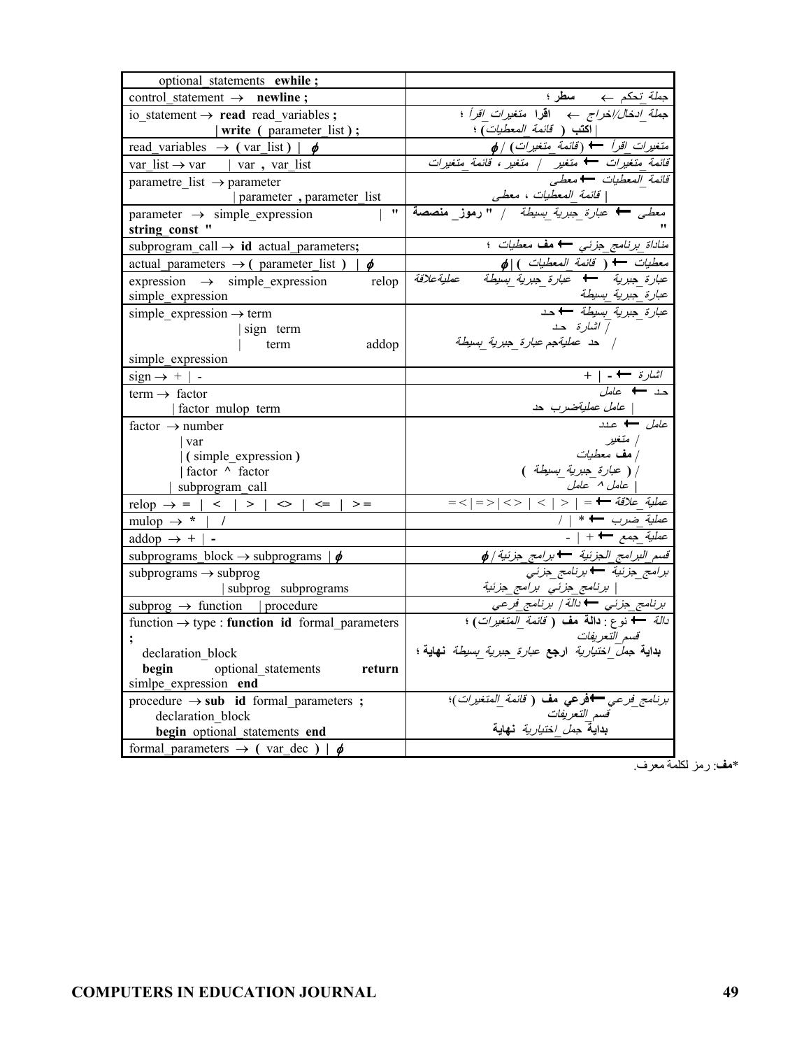| | |
|---|---|
| optional_statements **ewhile ;** | |
| control_statement → **newline ;** | جملة_تحكم ← **سطر ؛** |
| io_statement → **read** read_variables **;** <br> \| **write (** parameter_list **) ;** | جملة_ادخال/اخراج ← **اقرأ** متغيرات_اقرأ ؛ <br> \| **اكتب (** قائمة_المعطيات**)** ؛ |
| read_variables → **(** var_list **)** \| $\phi$ | متغيرات_اقرأ ← **(**قائمة_متغيرات**)** \| $\phi$ |
| var_list → var \| var **,** var_list | قائمة_متغيرات ← متغير \| متغير ، قائمة_متغيرات |
| parametre_list → parameter <br> \| parameter **,** parameter_list | قائمة_المعطيات ← معطى <br> \| قائمة_المعطيات ، معطى |
| parameter → simple_expression \| **" string_const "** | معطى ← عبارة_جبرية_بسيطة \| **" رموز_منصصة "** |
| subprogram_call → **id** actual_parameters**;** | مناداة_برنامج_جزئي ← **مف** معطيات ؛ |
| actual_parameters → **(** parameter_list **)** \| $\phi$ | معطيات ← **(** قائمة_المعطيات **)** \| $\phi$ |
| expression → simple_expression relop simple_expression | عبارة_جبرية ← عبارة_جبرية_بسيطة عملية_علاقة عبارة_جبرية_بسيطة |
| simple_expression → term <br> \| sign term <br> \| term addop simple_expression | عبارة_جبرية_بسيطة ← حد <br> \| اشارة حد <br> \| حد عملية_جمع عبارة_جبرية_بسيطة |
| sign → + \| - | اشارة ← - \| + |
| term → factor <br> \| factor mulop term | حد ← عامل <br> \| عامل عملية_ضرب حد |
| factor → number <br> \| var <br> \| **(** simple_expression **)** <br> \| factor ^ factor <br> \| subprogram_call | عامل ← عدد <br> \| متغير <br> \| **مف** معطيات <br> \| **(** عبارة_جبرية_بسيطة **)** <br> \| عامل ^ عامل |
| relop → = \| < \| > \| <> \| <= \| >= | عملية_علاقة ← = \| > \| < \| <> \| => \| =< |
| mulop → * \| / | عملية_ضرب ← * \| / |
| addop → + \| **-** | عملية_جمع ← + \| - |
| subprograms_block → subprograms \| $\phi$ | قسم_البرامج_الجزئية ← برامج_جزئية \| $\phi$ |
| subprograms → subprog <br> \| subprog subprograms | برامج_جزئية ← برنامج_جزئي <br> \| برنامج_جزئي برامج_جزئية |
| subprog → function \| procedure | برنامج_جزئي ← دالة \| برنامج_فرعي |
| function → type : **function id** formal_parameters **;** <br> declaration_block <br> **begin** optional_statements **return** simlpe_expression **end** | دالة ← نوع : **دالة مف (** قائمة_المتغيرات**)** ؛ <br> قسم_التعريفات <br> **بداية** جمل_اختيارية **ارجع** عبارة_جبرية_بسيطة **نهاية** ؛ |
| procedure → **sub id** formal_parameters **;** <br> declaration_block <br> **begin** optional_statements **end** | برنامج_فرعي ← **فرعي مف (** قائمة_المتغيرات**)**؛ <br> قسم_التعريفات <br> **بداية** جمل_اختيارية **نهاية** |
| formal_parameters → **(** var_dec **)** \| $\phi$ | |

***مف**: رمز لكلمة معرف.